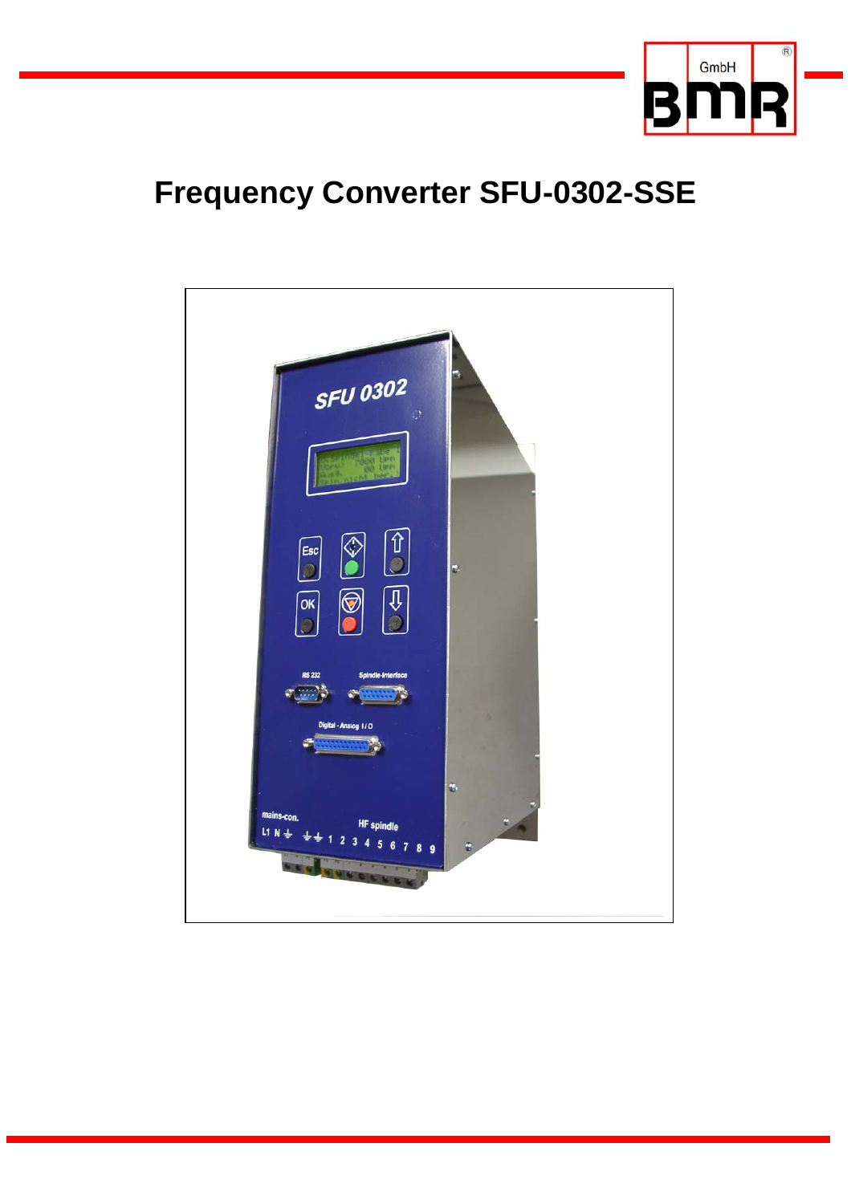# Frequency Converter SFU-0302-SSE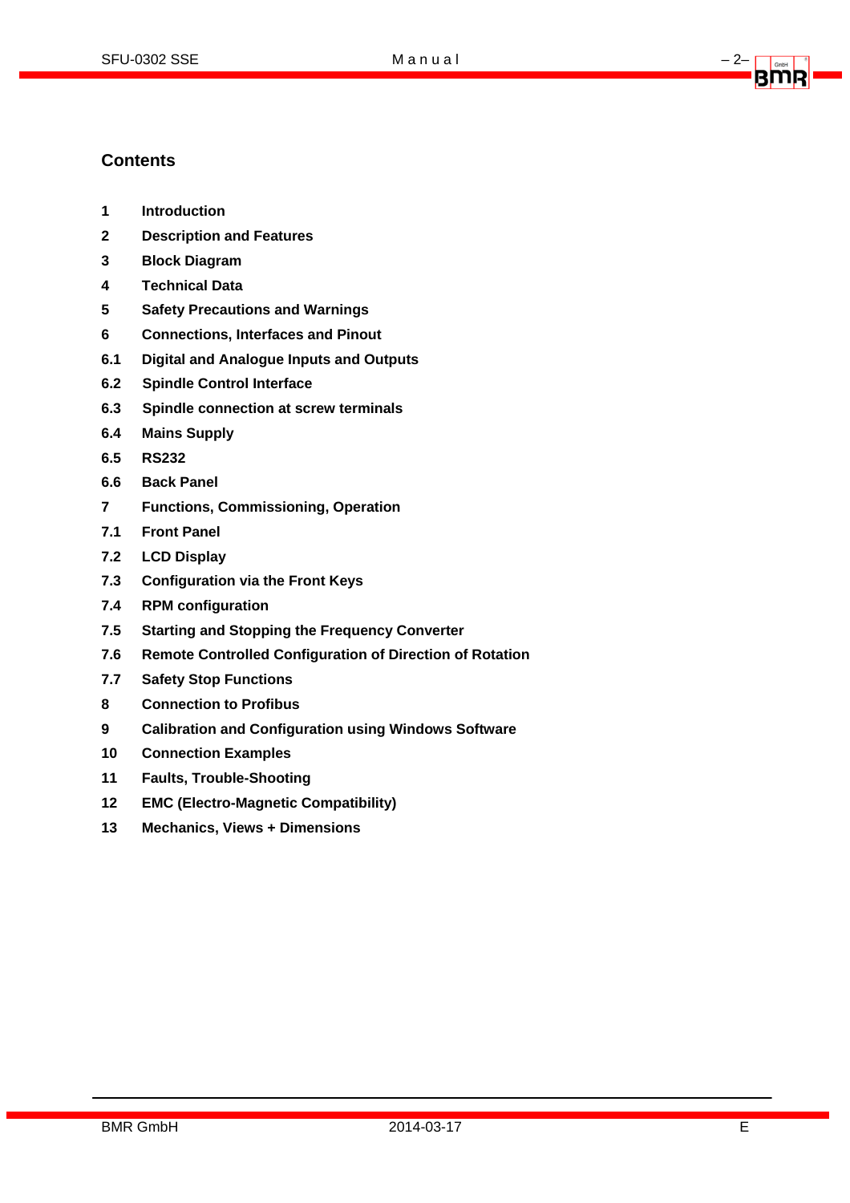## Contents

1 Introduction

2 Description and Features

3 Block Diagram

4 Technical Data

5 Safety Precautions and Warnings

6 Connections, Interfaces and Pinout

6.1 Digital and Analogue Inputs and Outputs

6.2 Spindle Control Interface

6.3 Spindle connection at screw terminals

6.4 Mains Supply

6.5 RS232

6.6 Back Panel

7 Functions, Commissioning, Operation

7.1 Front Panel

7.2 LCD Display

7.3 Configuration via the Front Keys

7.4 RPM configuration

7.5 Starting and Stopping the Frequency Converter

7.6 Remote Controlled Configuration of Direction of Rotation

7.7 Safety Stop Functions

8 Connection to Profibus

9 Calibration and Configuration using Windows Software

10 Connection Examples

11 Faults, Trouble-Shooting

12 EMC (Electro-Magnetic Compatibility)

13 Mechanics, Views + Dimensions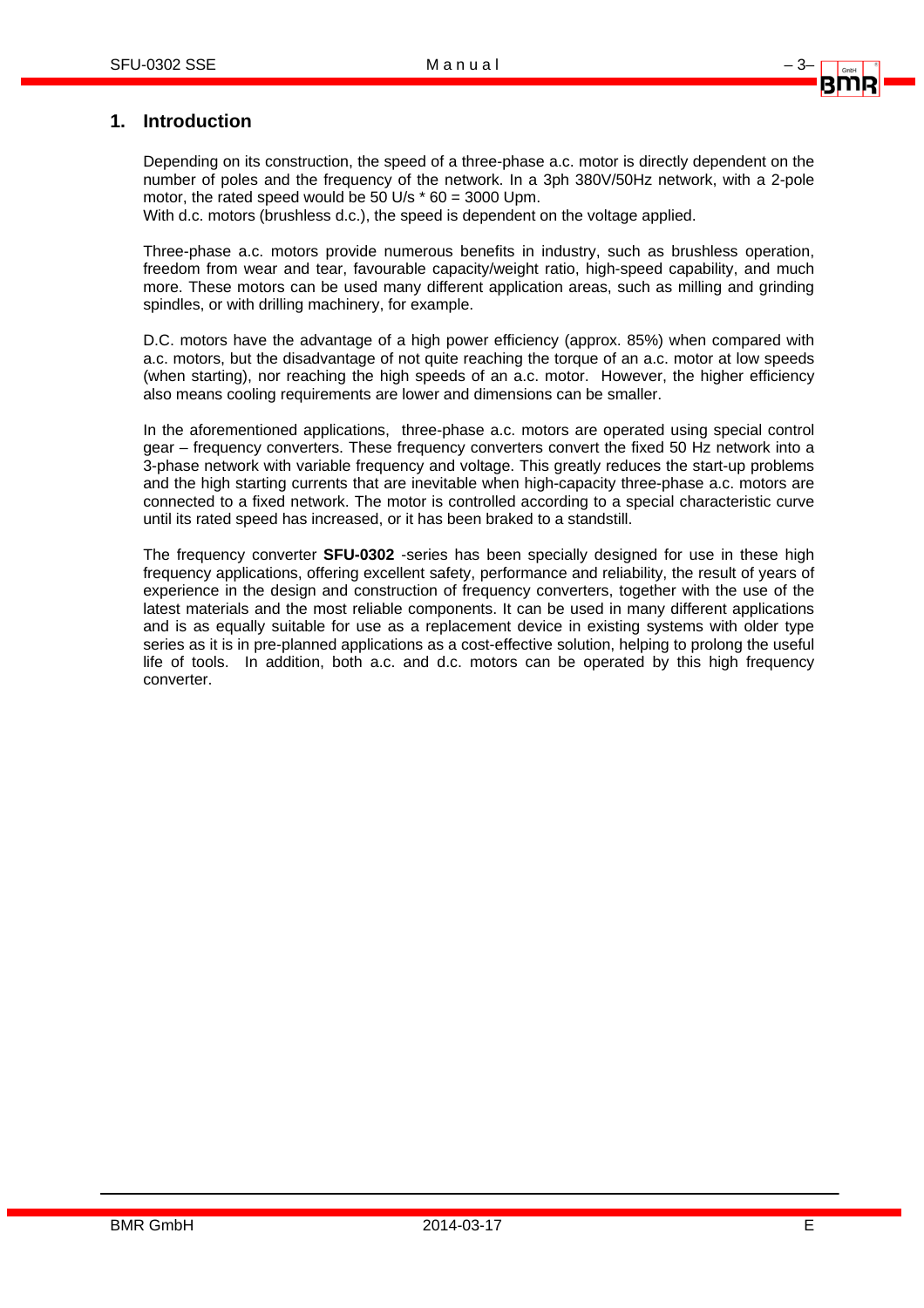# 1. Introduction

Depending on its construction, the speed of a three-phase a.c. motor is directly dependent on the number of poles and the frequency of the network. In a 3ph 380V/50Hz network, with a 2-pole motor, the rated speed would be 50 U/s * 60 = 3000 Upm.
With d.c. motors (brushless d.c.), the speed is dependent on the voltage applied.

Three-phase a.c. motors provide numerous benefits in industry, such as brushless operation, freedom from wear and tear, favourable capacity/weight ratio, high-speed capability, and much more. These motors can be used many different application areas, such as milling and grinding spindles, or with drilling machinery, for example.

D.C. motors have the advantage of a high power efficiency (approx. 85%) when compared with a.c. motors, but the disadvantage of not quite reaching the torque of an a.c. motor at low speeds (when starting), nor reaching the high speeds of an a.c. motor. However, the higher efficiency also means cooling requirements are lower and dimensions can be smaller.

In the aforementioned applications, three-phase a.c. motors are operated using special control gear – frequency converters. These frequency converters convert the fixed 50 Hz network into a 3-phase network with variable frequency and voltage. This greatly reduces the start-up problems and the high starting currents that are inevitable when high-capacity three-phase a.c. motors are connected to a fixed network. The motor is controlled according to a special characteristic curve until its rated speed has increased, or it has been braked to a standstill.

The frequency converter **SFU-0302** -series has been specially designed for use in these high frequency applications, offering excellent safety, performance and reliability, the result of years of experience in the design and construction of frequency converters, together with the use of the latest materials and the most reliable components. It can be used in many different applications and is as equally suitable for use as a replacement device in existing systems with older type series as it is in pre-planned applications as a cost-effective solution, helping to prolong the useful life of tools. In addition, both a.c. and d.c. motors can be operated by this high frequency converter.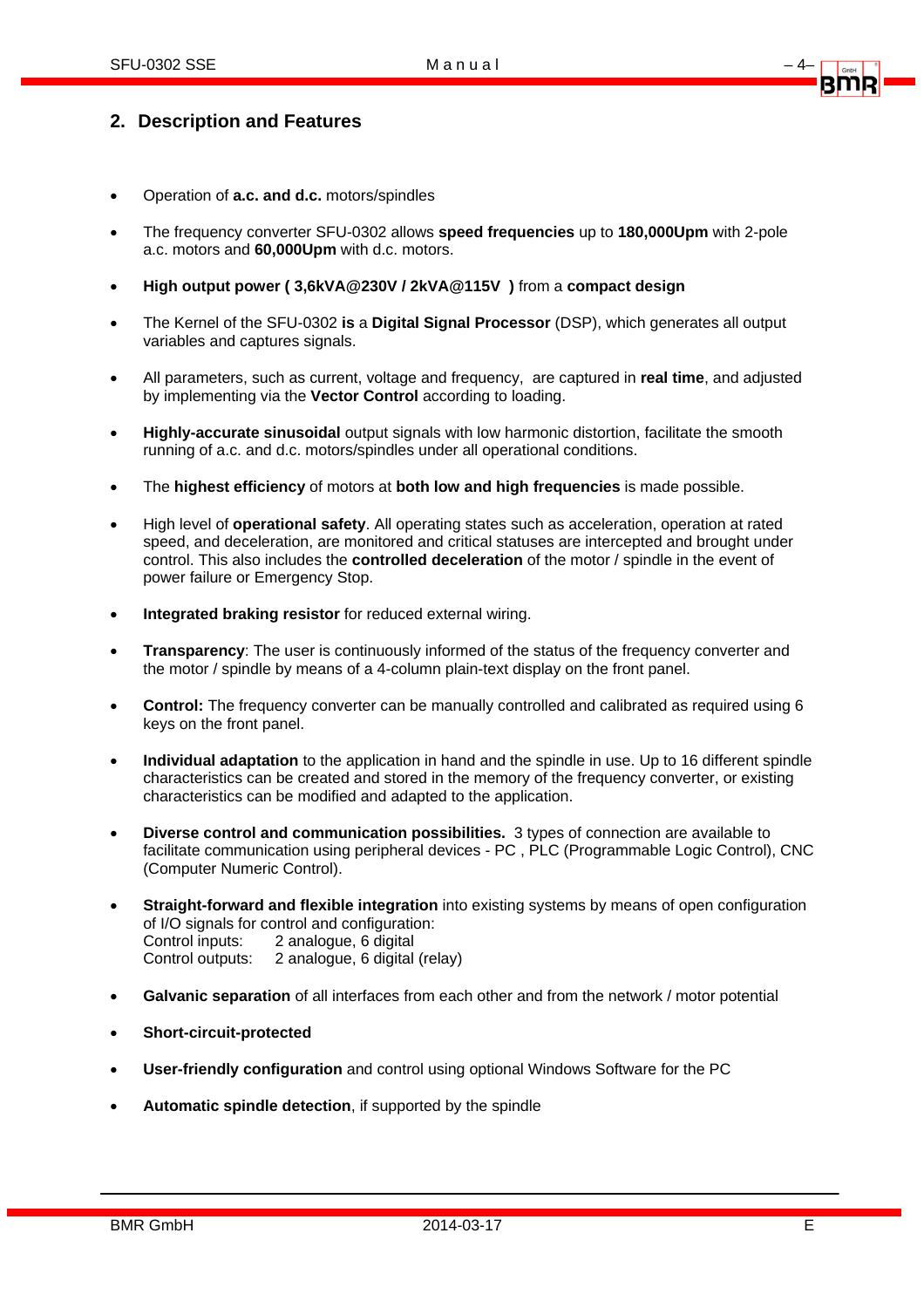## 2. Description and Features

- Operation of **a.c. and d.c.** motors/spindles
- The frequency converter SFU-0302 allows **speed frequencies** up to **180,000Upm** with 2-pole a.c. motors and **60,000Upm** with d.c. motors.
- **High output power ( 3,6kVA@230V / 2kVA@115V )** from a **compact design**
- The Kernel of the SFU-0302 **is** a **Digital Signal Processor** (DSP), which generates all output variables and captures signals.
- All parameters, such as current, voltage and frequency, are captured in **real time**, and adjusted by implementing via the **Vector Control** according to loading.
- **Highly-accurate sinusoidal** output signals with low harmonic distortion, facilitate the smooth running of a.c. and d.c. motors/spindles under all operational conditions.
- The **highest efficiency** of motors at **both low and high frequencies** is made possible.
- High level of **operational safety**. All operating states such as acceleration, operation at rated speed, and deceleration, are monitored and critical statuses are intercepted and brought under control. This also includes the **controlled deceleration** of the motor / spindle in the event of power failure or Emergency Stop.
- **Integrated braking resistor** for reduced external wiring.
- **Transparency**: The user is continuously informed of the status of the frequency converter and the motor / spindle by means of a 4-column plain-text display on the front panel.
- **Control:** The frequency converter can be manually controlled and calibrated as required using 6 keys on the front panel.
- **Individual adaptation** to the application in hand and the spindle in use. Up to 16 different spindle characteristics can be created and stored in the memory of the frequency converter, or existing characteristics can be modified and adapted to the application.
- **Diverse control and communication possibilities.** 3 types of connection are available to facilitate communication using peripheral devices - PC , PLC (Programmable Logic Control), CNC (Computer Numeric Control).
- **Straight-forward and flexible integration** into existing systems by means of open configuration of I/O signals for control and configuration:
  Control inputs: 2 analogue, 6 digital
  Control outputs: 2 analogue, 6 digital (relay)
- **Galvanic separation** of all interfaces from each other and from the network / motor potential
- **Short-circuit-protected**
- **User-friendly configuration** and control using optional Windows Software for the PC
- **Automatic spindle detection**, if supported by the spindle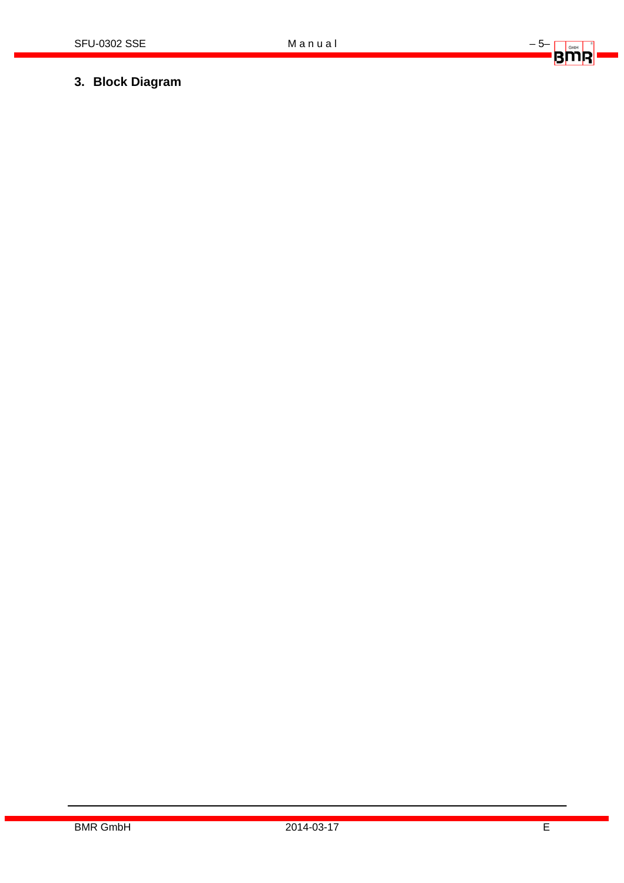## 3. Block Diagram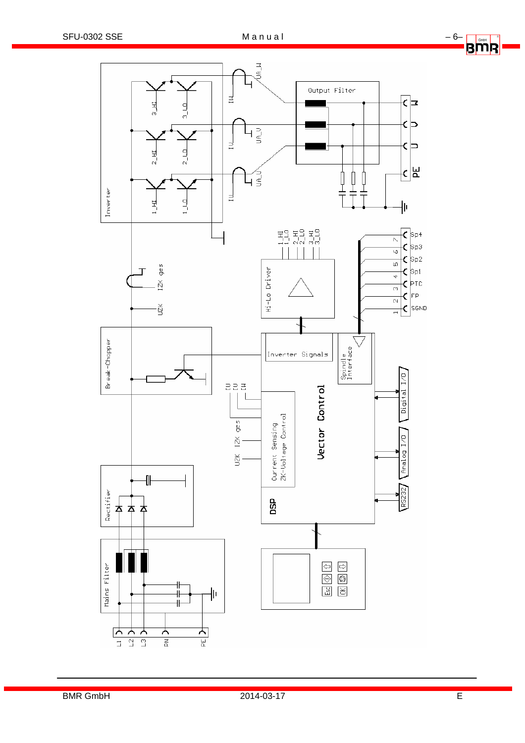Inverter

1_HI 1_LO 2_HI 2_LO 3_HI 3_LO

IU IV IW

UA_U UA_V UA_W

Output Filter

W V U PE

UZK IZK ges

Break-Chopper

Hi-Lo Driver

1_HI 1_LO 2_HI 2_LO 3_HI 3_LO

1 SGND
2 FP
3 PTC
4 Sp1
5 Sp2
6 Sp3
7 Sp4

Inverter Signals

Spindle Interface

Vector Control

IU IV IW

IZK ges

UZK

Current Sensing
ZK-Voltage Control

Digital I/O

Analog I/O

RS232

DSP

Rectifier

Mains Filter

Esc OK

L1 L2 L3 PN PE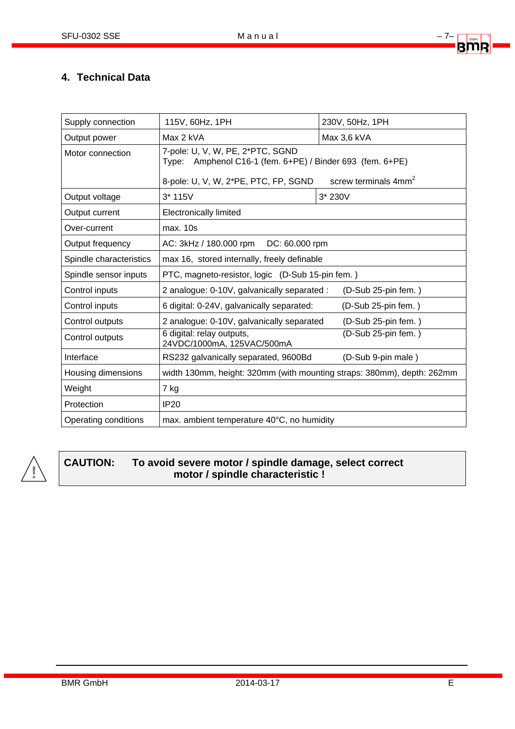## 4. Technical Data

| | | |
|---|---|---|
| Supply connection | 115V, 60Hz, 1PH | 230V, 50Hz, 1PH |
| Output power | Max 2 kVA | Max 3,6 kVA |
| Motor connection | 7-pole: U, V, W, PE, 2*PTC, SGND<br>Type: Amphenol C16-1 (fem. 6+PE) / Binder 693 (fem. 6+PE)<br><br>8-pole: U, V, W, 2*PE, PTC, FP, SGND screw terminals 4mm$^2$ | |
| Output voltage | 3* 115V | 3* 230V |
| Output current | Electronically limited | |
| Over-current | max. 10s | |
| Output frequency | AC: 3kHz / 180.000 rpm DC: 60.000 rpm | |
| Spindle characteristics | max 16, stored internally, freely definable | |
| Spindle sensor inputs | PTC, magneto-resistor, logic (D-Sub 15-pin fem. ) | |
| Control inputs | 2 analogue: 0-10V, galvanically separated : (D-Sub 25-pin fem. ) | |
| Control inputs | 6 digital: 0-24V, galvanically separated: (D-Sub 25-pin fem. ) | |
| Control outputs | 2 analogue: 0-10V, galvanically separated (D-Sub 25-pin fem. ) | |
| Control outputs | 6 digital: relay outputs, 24VDC/1000mA, 125VAC/500mA (D-Sub 25-pin fem. ) | |
| Interface | RS232 galvanically separated, 9600Bd (D-Sub 9-pin male ) | |
| Housing dimensions | width 130mm, height: 320mm (with mounting straps: 380mm), depth: 262mm | |
| Weight | 7 kg | |
| Protection | IP20 | |
| Operating conditions | max. ambient temperature 40°C, no humidity | |

**CAUTION: To avoid severe motor / spindle damage, select correct motor / spindle characteristic !**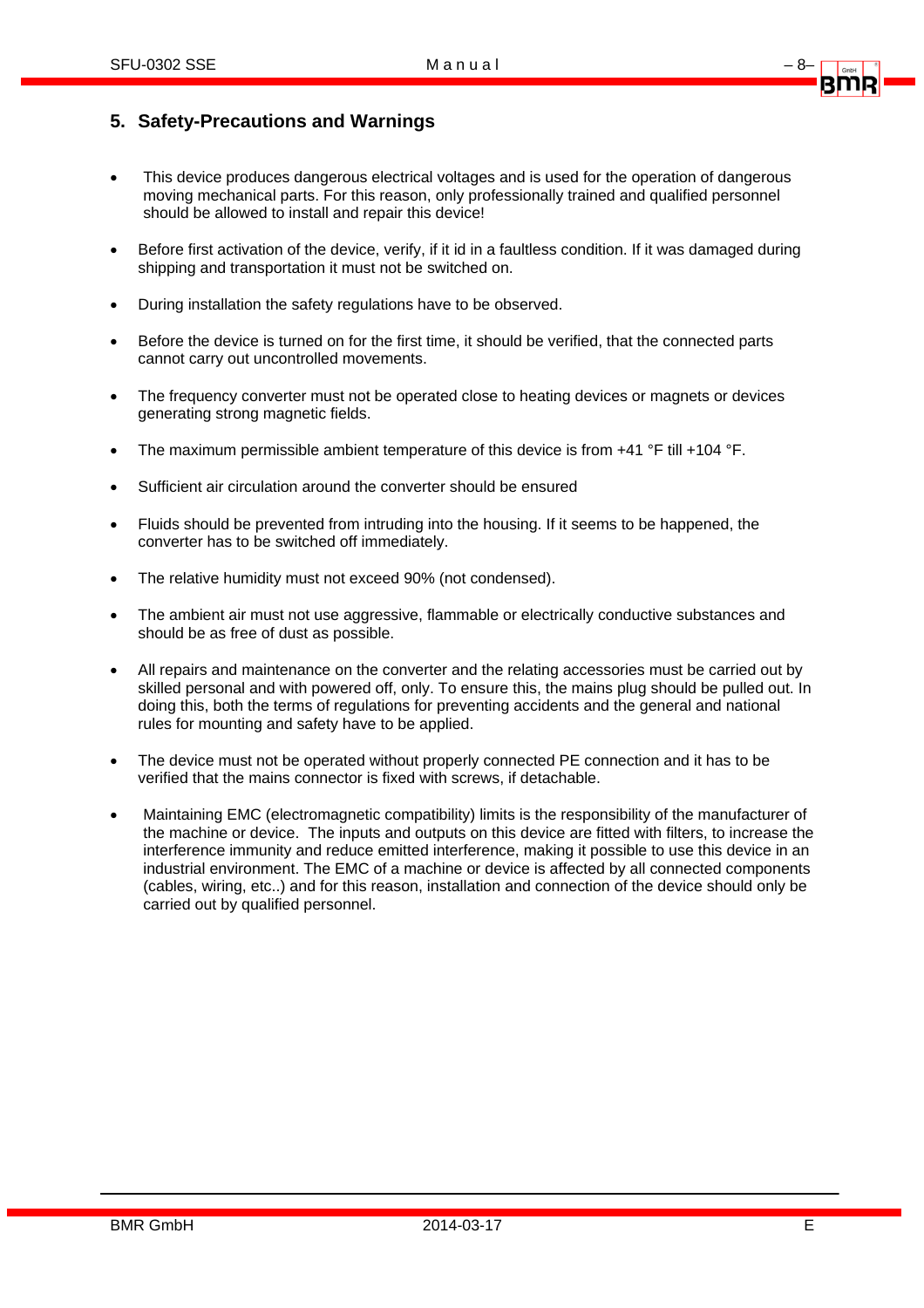## 5. Safety-Precautions and Warnings

- This device produces dangerous electrical voltages and is used for the operation of dangerous moving mechanical parts. For this reason, only professionally trained and qualified personnel should be allowed to install and repair this device!
- Before first activation of the device, verify, if it id in a faultless condition. If it was damaged during shipping and transportation it must not be switched on.
- During installation the safety regulations have to be observed.
- Before the device is turned on for the first time, it should be verified, that the connected parts cannot carry out uncontrolled movements.
- The frequency converter must not be operated close to heating devices or magnets or devices generating strong magnetic fields.
- The maximum permissible ambient temperature of this device is from +41 °F till +104 °F.
- Sufficient air circulation around the converter should be ensured
- Fluids should be prevented from intruding into the housing. If it seems to be happened, the converter has to be switched off immediately.
- The relative humidity must not exceed 90% (not condensed).
- The ambient air must not use aggressive, flammable or electrically conductive substances and should be as free of dust as possible.
- All repairs and maintenance on the converter and the relating accessories must be carried out by skilled personal and with powered off, only. To ensure this, the mains plug should be pulled out. In doing this, both the terms of regulations for preventing accidents and the general and national rules for mounting and safety have to be applied.
- The device must not be operated without properly connected PE connection and it has to be verified that the mains connector is fixed with screws, if detachable.
- Maintaining EMC (electromagnetic compatibility) limits is the responsibility of the manufacturer of the machine or device. The inputs and outputs on this device are fitted with filters, to increase the interference immunity and reduce emitted interference, making it possible to use this device in an industrial environment. The EMC of a machine or device is affected by all connected components (cables, wiring, etc..) and for this reason, installation and connection of the device should only be carried out by qualified personnel.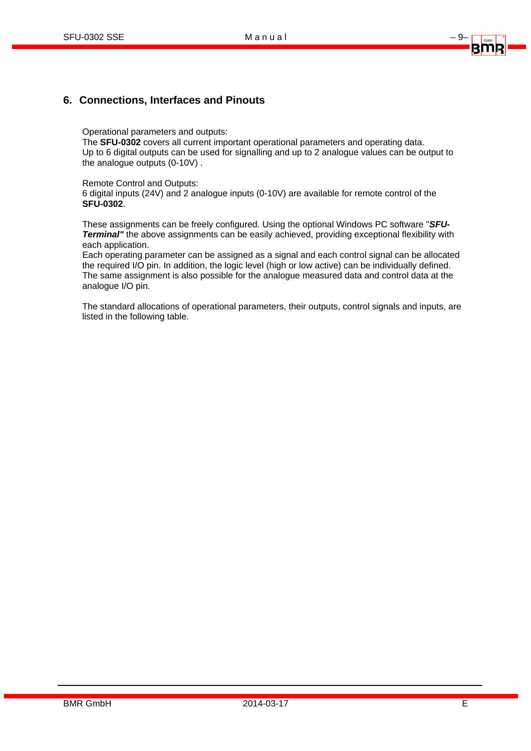## 6. Connections, Interfaces and Pinouts

Operational parameters and outputs:
The **SFU-0302** covers all current important operational parameters and operating data.
Up to 6 digital outputs can be used for signalling and up to 2 analogue values can be output to the analogue outputs (0-10V) .

Remote Control and Outputs:
6 digital inputs (24V) and 2 analogue inputs (0-10V) are available for remote control of the **SFU-0302**.

These assignments can be freely configured. Using the optional Windows PC software "***SFU-Terminal"*** the above assignments can be easily achieved, providing exceptional flexibility with each application.
Each operating parameter can be assigned as a signal and each control signal can be allocated the required I/O pin. In addition, the logic level (high or low active) can be individually defined.
The same assignment is also possible for the analogue measured data and control data at the analogue I/O pin.

The standard allocations of operational parameters, their outputs, control signals and inputs, are listed in the following table.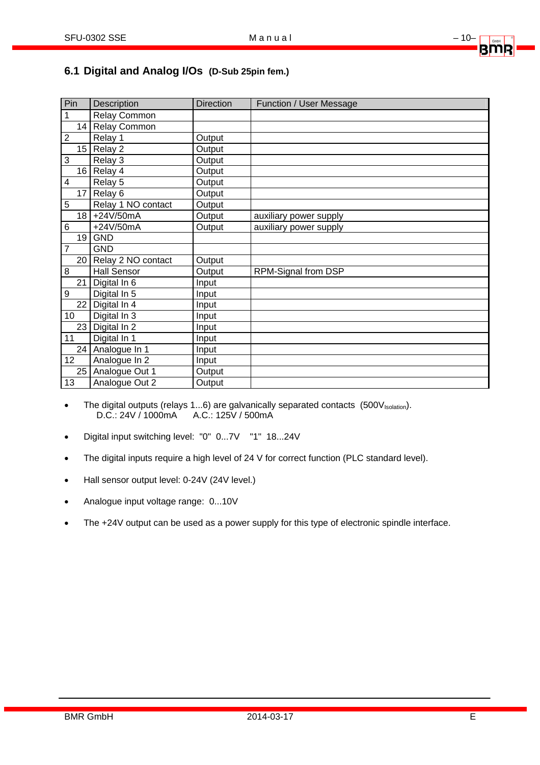## 6.1 Digital and Analog I/Os (D-Sub 25pin fem.)

| Pin | Description | Direction | Function / User Message |
|---|---|---|---|
| 1 | Relay Common | | |
| 14 | Relay Common | | |
| 2 | Relay 1 | Output | |
| 15 | Relay 2 | Output | |
| 3 | Relay 3 | Output | |
| 16 | Relay 4 | Output | |
| 4 | Relay 5 | Output | |
| 17 | Relay 6 | Output | |
| 5 | Relay 1 NO contact | Output | |
| 18 | +24V/50mA | Output | auxiliary power supply |
| 6 | +24V/50mA | Output | auxiliary power supply |
| 19 | GND | | |
| 7 | GND | | |
| 20 | Relay 2 NO contact | Output | |
| 8 | Hall Sensor | Output | RPM-Signal from DSP |
| 21 | Digital In 6 | Input | |
| 9 | Digital In 5 | Input | |
| 22 | Digital In 4 | Input | |
| 10 | Digital In 3 | Input | |
| 23 | Digital In 2 | Input | |
| 11 | Digital In 1 | Input | |
| 24 | Analogue In 1 | Input | |
| 12 | Analogue In 2 | Input | |
| 25 | Analogue Out 1 | Output | |
| 13 | Analogue Out 2 | Output | |

- The digital outputs (relays 1...6) are galvanically separated contacts ($500V_{Isolation}$).
  D.C.: 24V / 1000mA A.C.: 125V / 500mA
- Digital input switching level: "0" 0...7V "1" 18...24V
- The digital inputs require a high level of 24 V for correct function (PLC standard level).
- Hall sensor output level: 0-24V (24V level.)
- Analogue input voltage range: 0...10V
- The +24V output can be used as a power supply for this type of electronic spindle interface.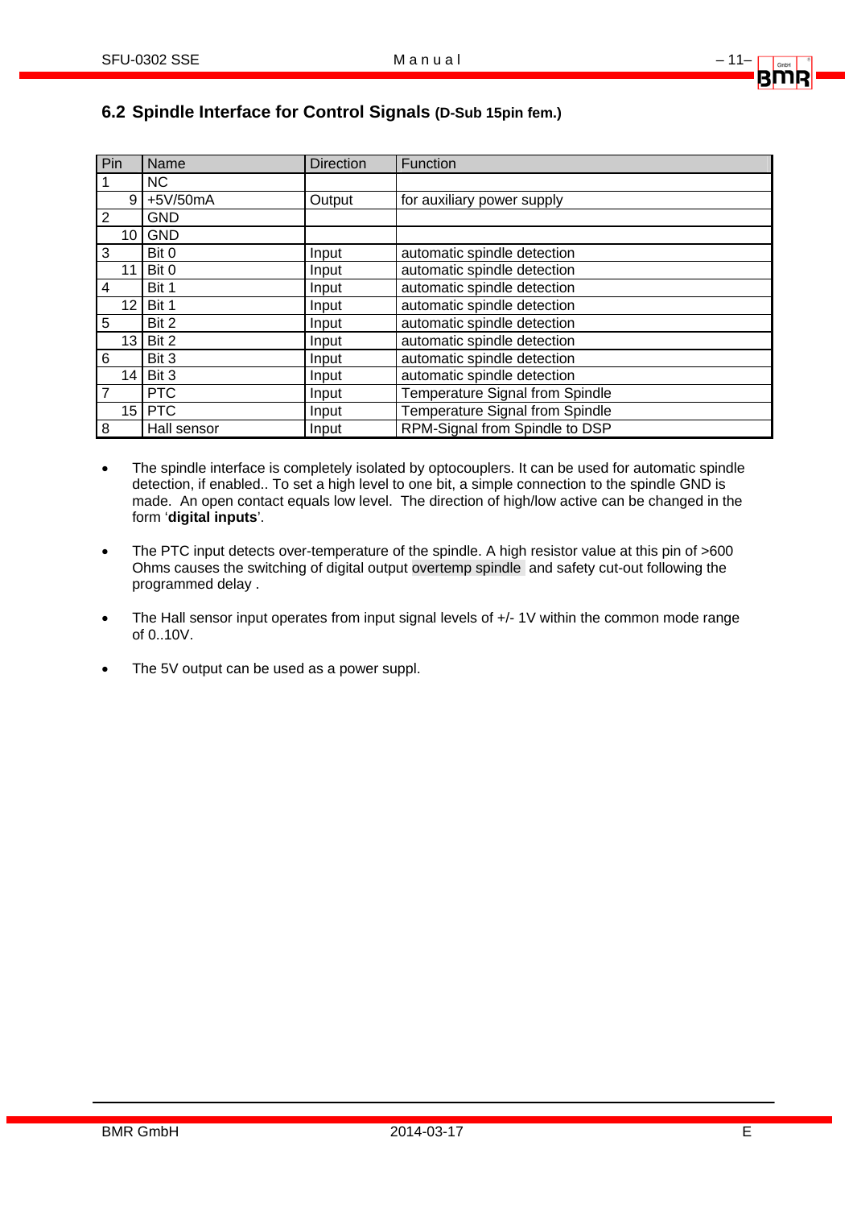## 6.2 Spindle Interface for Control Signals (D-Sub 15pin fem.)

| Pin | Name | Direction | Function |
|---|---|---|---|
| 1 | NC | | |
| 9 | +5V/50mA | Output | for auxiliary power supply |
| 2 | GND | | |
| 10 | GND | | |
| 3 | Bit 0 | Input | automatic spindle detection |
| 11 | Bit 0 | Input | automatic spindle detection |
| 4 | Bit 1 | Input | automatic spindle detection |
| 12 | Bit 1 | Input | automatic spindle detection |
| 5 | Bit 2 | Input | automatic spindle detection |
| 13 | Bit 2 | Input | automatic spindle detection |
| 6 | Bit 3 | Input | automatic spindle detection |
| 14 | Bit 3 | Input | automatic spindle detection |
| 7 | PTC | Input | Temperature Signal from Spindle |
| 15 | PTC | Input | Temperature Signal from Spindle |
| 8 | Hall sensor | Input | RPM-Signal from Spindle to DSP |

- The spindle interface is completely isolated by optocouplers. It can be used for automatic spindle detection, if enabled.. To set a high level to one bit, a simple connection to the spindle GND is made. An open contact equals low level. The direction of high/low active can be changed in the form '**digital inputs**'.
- The PTC input detects over-temperature of the spindle. A high resistor value at this pin of >600 Ohms causes the switching of digital output overtemp spindle and safety cut-out following the programmed delay .
- The Hall sensor input operates from input signal levels of +/- 1V within the common mode range of 0..10V.
- The 5V output can be used as a power suppl.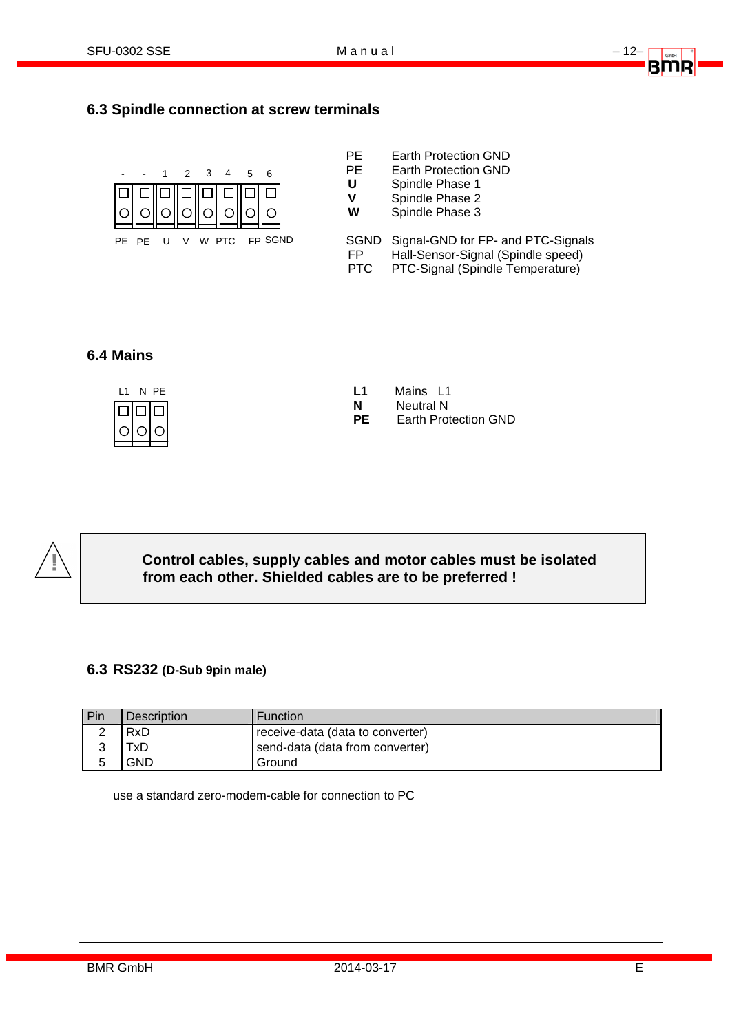## 6.3 Spindle connection at screw terminals

| - | - | 1 | 2 | 3 | 4 | 5 | 6 |
|---|---|---|---|---|---|---|---|
| PE | PE | U | V | W | PTC | FP | SGND |

| | |
|---|---|
| PE | Earth Protection GND |
| PE | Earth Protection GND |
| **U** | Spindle Phase 1 |
| **V** | Spindle Phase 2 |
| **W** | Spindle Phase 3 |
| SGND | Signal-GND for FP- and PTC-Signals |
| FP | Hall-Sensor-Signal (Spindle speed) |
| PTC | PTC-Signal (Spindle Temperature) |

## 6.4 Mains

L1 N PE

| | |
|---|---|
| **L1** | Mains L1 |
| **N** | Neutral N |
| **PE** | Earth Protection GND |

> **Control cables, supply cables and motor cables must be isolated from each other. Shielded cables are to be preferred !**

## 6.3 RS232 (D-Sub 9pin male)

| Pin | Description | Function |
|---|---|---|
| 2 | RxD | receive-data (data to converter) |
| 3 | TxD | send-data (data from converter) |
| 5 | GND | Ground |

use a standard zero-modem-cable for connection to PC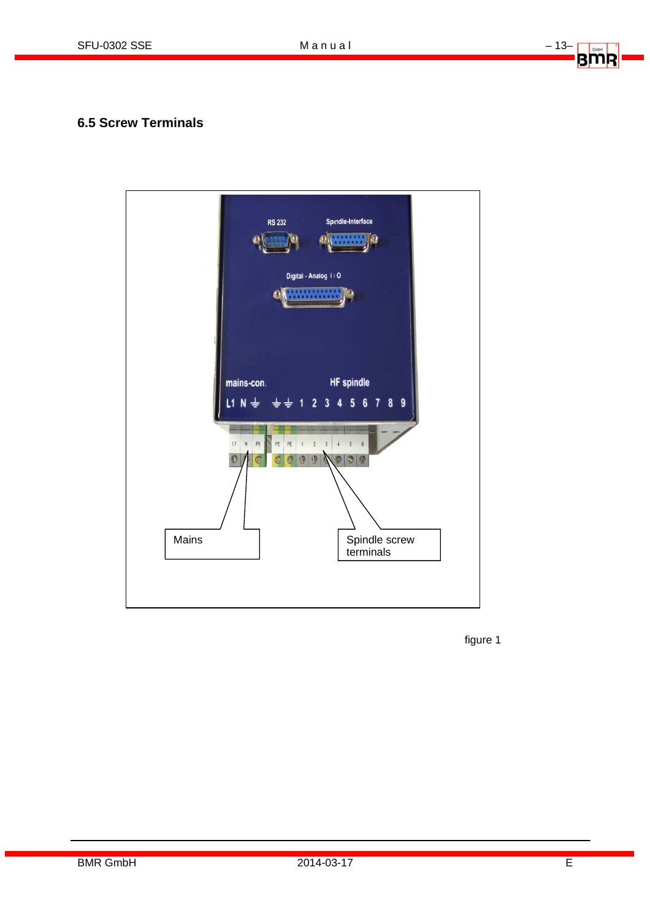## 6.5 Screw Terminals

Mains

Spindle screw terminals

figure 1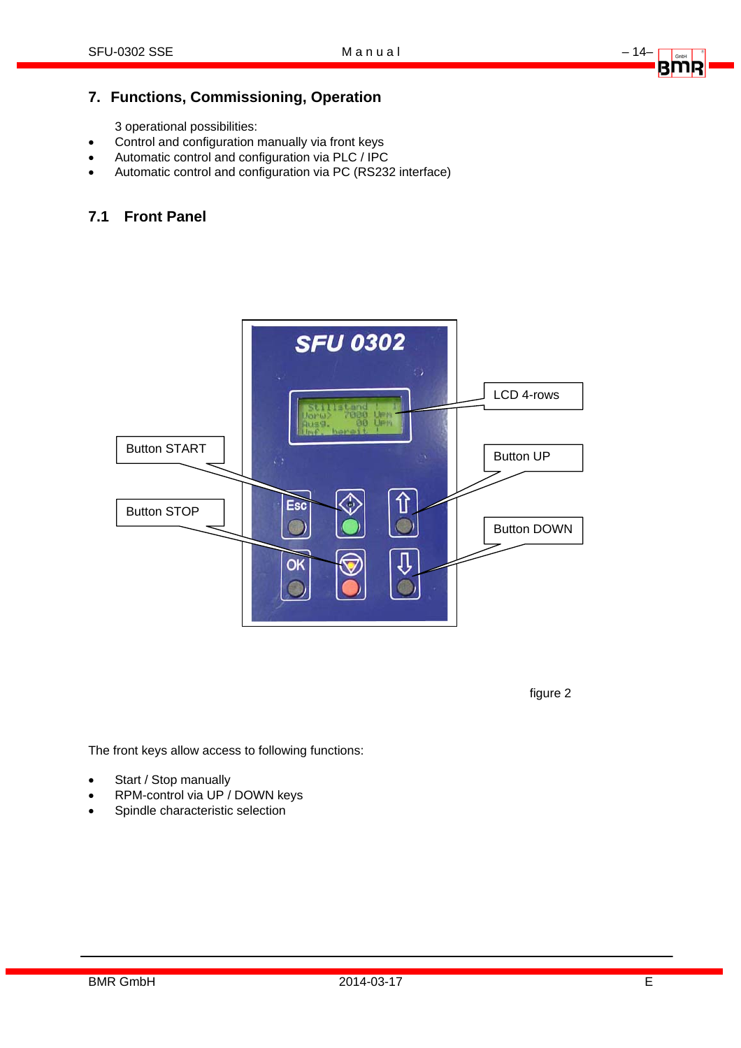## 7. Functions, Commissioning, Operation

3 operational possibilities:

- Control and configuration manually via front keys
- Automatic control and configuration via PLC / IPC
- Automatic control and configuration via PC (RS232 interface)

### 7.1 Front Panel

figure 2

The front keys allow access to following functions:

- Start / Stop manually
- RPM-control via UP / DOWN keys
- Spindle characteristic selection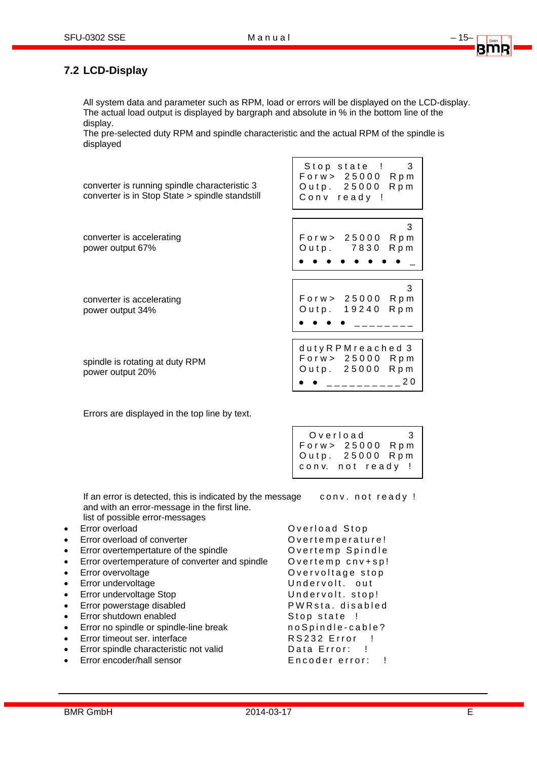## 7.2 LCD-Display

All system data and parameter such as RPM, load or errors will be displayed on the LCD-display. The actual load output is displayed by bargraph and absolute in % in the bottom line of the display.
The pre-selected duty RPM and spindle characteristic and the actual RPM of the spindle is displayed

converter is running spindle characteristic 3
converter is in Stop State > spindle standstill

```
 Stop state  !    3
Forw> 25000 Rpm
Outp. 25000 Rpm
Conv ready !
```

converter is accelerating
power output 67%

```
                  3
Forw> 25000 Rpm
Outp.  7830 Rpm
● ● ● ● ● ● ● ● _
```

converter is accelerating
power output 34%

```
                  3
Forw> 25000 Rpm
Outp. 19240 Rpm
● ● ● ● ________
```

spindle is rotating at duty RPM
power output 20%

```
dutyRPMreached 3
Forw> 25000 Rpm
Outp. 25000 Rpm
● ● __________20
```

Errors are displayed in the top line by text.

```
 Overload        3
Forw> 25000 Rpm
Outp. 25000 Rpm
conv. not ready !
```

If an error is detected, this is indicated by the message conv. not ready !
and with an error-message in the first line.
list of possible error-messages

- Error overload — Overload Stop
- Error overload of converter — Overtemperature!
- Error overtempertature of the spindle — Overtemp Spindle
- Error overtemperature of converter and spindle — Overtemp cnv+sp!
- Error overvoltage — Overvoltage stop
- Error undervoltage — Undervolt. out
- Error undervoltage Stop — Undervolt. stop!
- Error powerstage disabled — PWRsta. disabled
- Error shutdown enabled — Stop state !
- Error no spindle or spindle-line break — noSpindle-cable?
- Error timeout ser. interface — RS232 Error !
- Error spindle characteristic not valid — Data Error: !
- Error encoder/hall sensor — Encoder error: !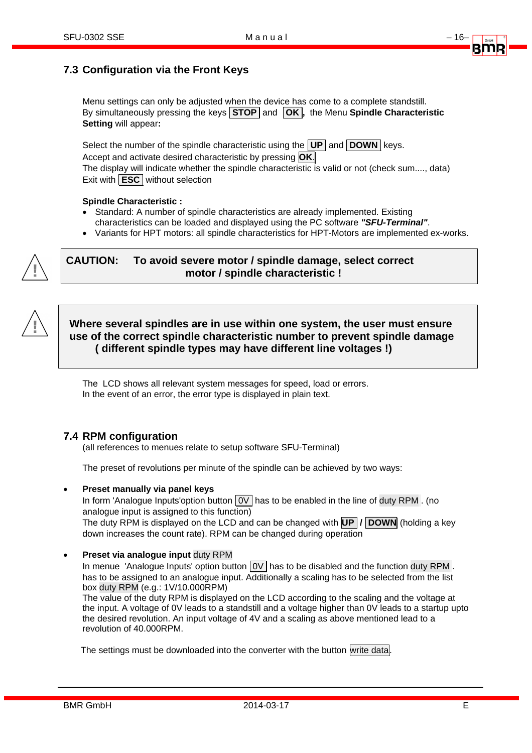## 7.3 Configuration via the Front Keys

Menu settings can only be adjusted when the device has come to a complete standstill.
By simultaneously pressing the keys **STOP** and **OK**, the Menu **Spindle Characteristic Setting** will appear**:**

Select the number of the spindle characteristic using the **UP** and **DOWN** keys.
Accept and activate desired characteristic by pressing **OK**.
The display will indicate whether the spindle characteristic is valid or not (check sum...., data)
Exit with **ESC** without selection

**Spindle Characteristic :**

- Standard: A number of spindle characteristics are already implemented. Existing characteristics can be loaded and displayed using the PC software ***"SFU-Terminal"***.
- Variants for HPT motors: all spindle characteristics for HPT-Motors are implemented ex-works.

**CAUTION: To avoid severe motor / spindle damage, select correct motor / spindle characteristic !**

**Where several spindles are in use within one system, the user must ensure use of the correct spindle characteristic number to prevent spindle damage ( different spindle types may have different line voltages !)**

The LCD shows all relevant system messages for speed, load or errors.
In the event of an error, the error type is displayed in plain text.

## 7.4 RPM configuration

(all references to menues relate to setup software SFU-Terminal)

The preset of revolutions per minute of the spindle can be achieved by two ways:

- **Preset manually via panel keys**
  In form 'Analogue Inputs'option button 0V has to be enabled in the line of duty RPM . (no analogue input is assigned to this function)
  The duty RPM is displayed on the LCD and can be changed with **UP** **/** **DOWN** (holding a key down increases the count rate). RPM can be changed during operation

- **Preset via analogue input** duty RPM
  In menue 'Analogue Inputs' option button 0V has to be disabled and the function duty RPM . has to be assigned to an analogue input. Additionally a scaling has to be selected from the list box duty RPM (e.g.: 1V/10.000RPM)
  The value of the duty RPM is displayed on the LCD according to the scaling and the voltage at the input. A voltage of 0V leads to a standstill and a voltage higher than 0V leads to a startup upto the desired revolution. An input voltage of 4V and a scaling as above mentioned lead to a revolution of 40.000RPM.

The settings must be downloaded into the converter with the button write data.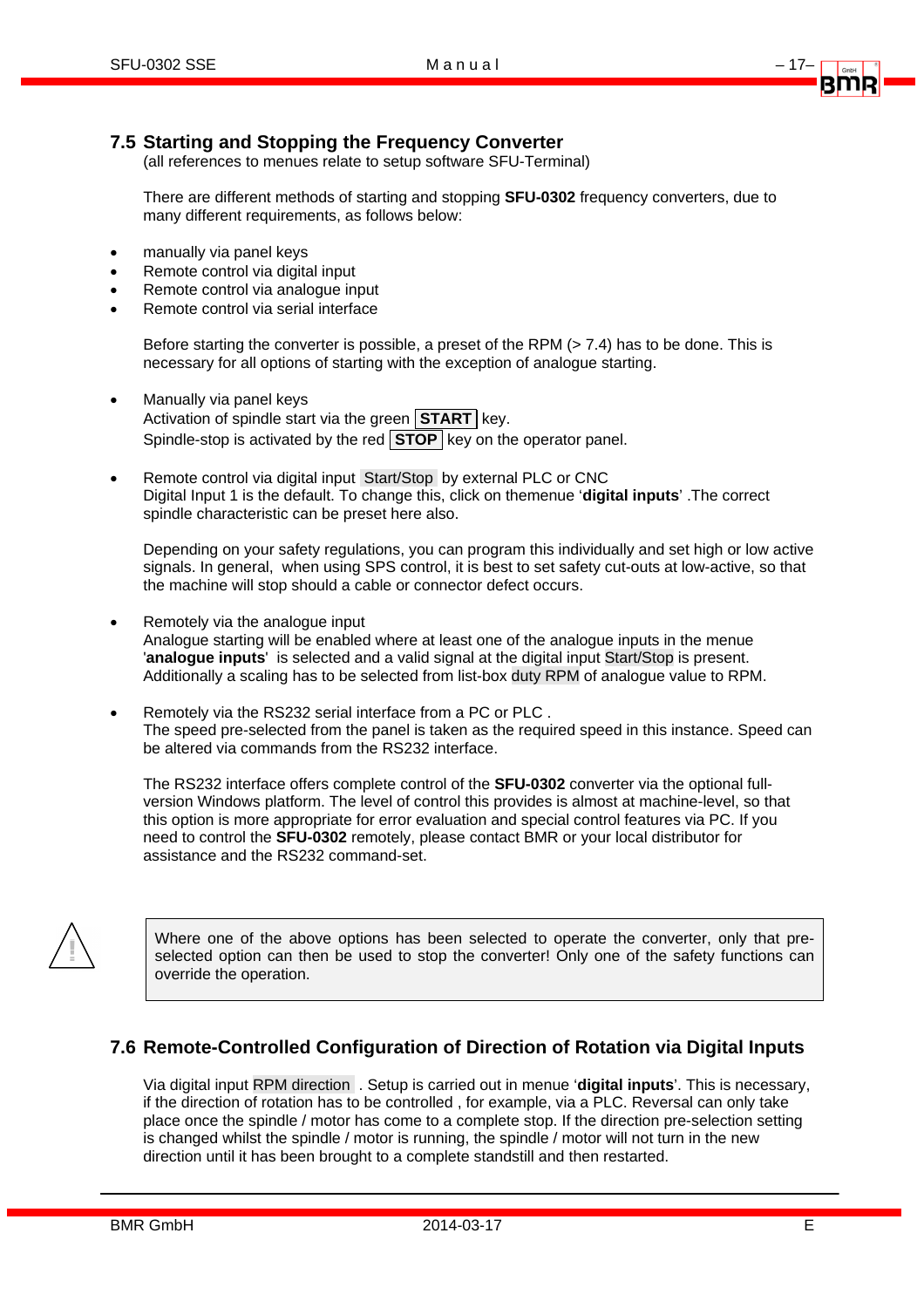## 7.5 Starting and Stopping the Frequency Converter

(all references to menues relate to setup software SFU-Terminal)

There are different methods of starting and stopping **SFU-0302** frequency converters, due to many different requirements, as follows below:

- manually via panel keys
- Remote control via digital input
- Remote control via analogue input
- Remote control via serial interface

Before starting the converter is possible, a preset of the RPM (> 7.4) has to be done. This is necessary for all options of starting with the exception of analogue starting.

- Manually via panel keys
  Activation of spindle start via the green **START** key.
  Spindle-stop is activated by the red **STOP** key on the operator panel.

- Remote control via digital input Start/Stop by external PLC or CNC
  Digital Input 1 is the default. To change this, click on themenue '**digital inputs**' .The correct spindle characteristic can be preset here also.

  Depending on your safety regulations, you can program this individually and set high or low active signals. In general, when using SPS control, it is best to set safety cut-outs at low-active, so that the machine will stop should a cable or connector defect occurs.

- Remotely via the analogue input
  Analogue starting will be enabled where at least one of the analogue inputs in the menue '**analogue inputs**' is selected and a valid signal at the digital input Start/Stop is present. Additionally a scaling has to be selected from list-box duty RPM of analogue value to RPM.

- Remotely via the RS232 serial interface from a PC or PLC .
  The speed pre-selected from the panel is taken as the required speed in this instance. Speed can be altered via commands from the RS232 interface.

  The RS232 interface offers complete control of the **SFU-0302** converter via the optional full-version Windows platform. The level of control this provides is almost at machine-level, so that this option is more appropriate for error evaluation and special control features via PC. If you need to control the **SFU-0302** remotely, please contact BMR or your local distributor for assistance and the RS232 command-set.

> Where one of the above options has been selected to operate the converter, only that pre-selected option can then be used to stop the converter! Only one of the safety functions can override the operation.

## 7.6 Remote-Controlled Configuration of Direction of Rotation via Digital Inputs

Via digital input RPM direction . Setup is carried out in menue '**digital inputs**'. This is necessary, if the direction of rotation has to be controlled , for example, via a PLC. Reversal can only take place once the spindle / motor has come to a complete stop. If the direction pre-selection setting is changed whilst the spindle / motor is running, the spindle / motor will not turn in the new direction until it has been brought to a complete standstill and then restarted.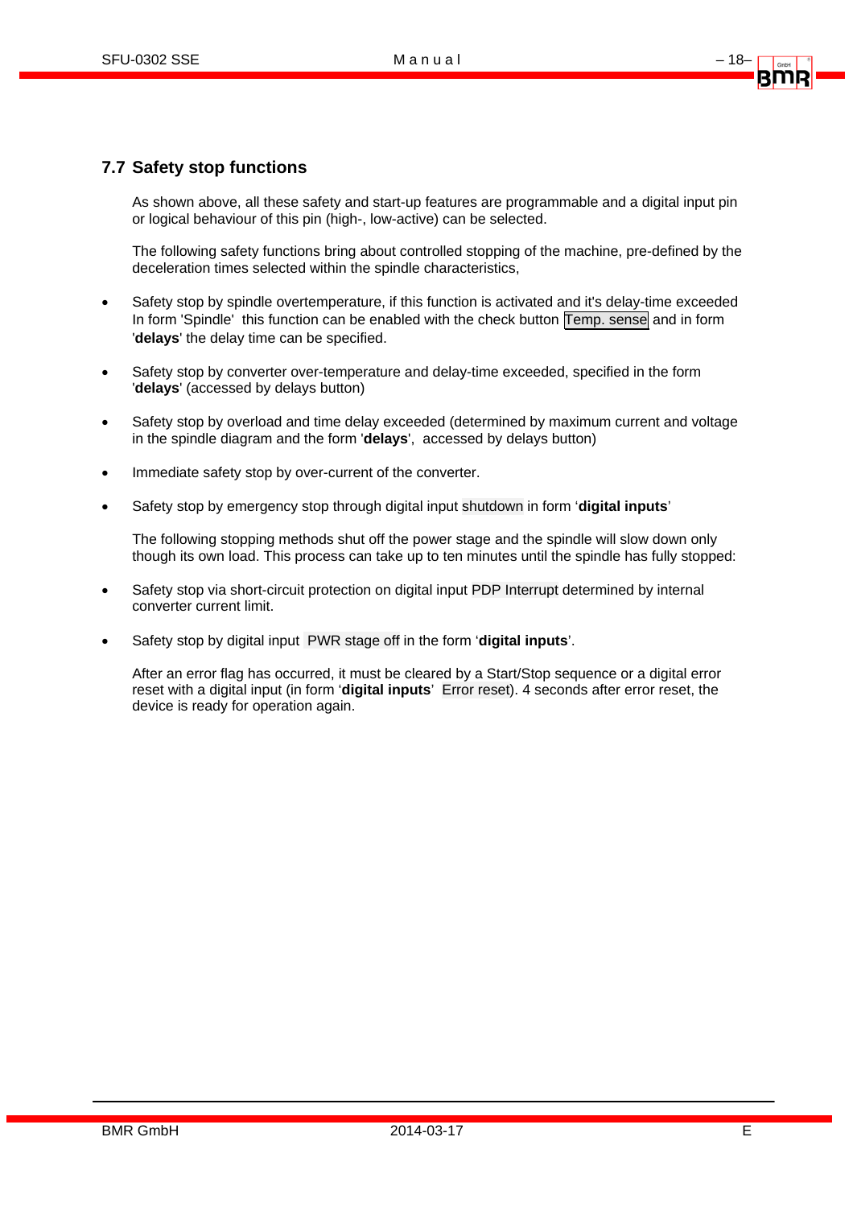## 7.7 Safety stop functions

As shown above, all these safety and start-up features are programmable and a digital input pin or logical behaviour of this pin (high-, low-active) can be selected.

The following safety functions bring about controlled stopping of the machine, pre-defined by the deceleration times selected within the spindle characteristics,

- Safety stop by spindle overtemperature, if this function is activated and it's delay-time exceeded In form 'Spindle' this function can be enabled with the check button Temp. sense and in form '**delays**' the delay time can be specified.
- Safety stop by converter over-temperature and delay-time exceeded, specified in the form '**delays**' (accessed by delays button)
- Safety stop by overload and time delay exceeded (determined by maximum current and voltage in the spindle diagram and the form '**delays**', accessed by delays button)
- Immediate safety stop by over-current of the converter.
- Safety stop by emergency stop through digital input shutdown in form '**digital inputs**'

The following stopping methods shut off the power stage and the spindle will slow down only though its own load. This process can take up to ten minutes until the spindle has fully stopped:

- Safety stop via short-circuit protection on digital input PDP Interrupt determined by internal converter current limit.
- Safety stop by digital input PWR stage off in the form '**digital inputs**'.

After an error flag has occurred, it must be cleared by a Start/Stop sequence or a digital error reset with a digital input (in form '**digital inputs**' Error reset). 4 seconds after error reset, the device is ready for operation again.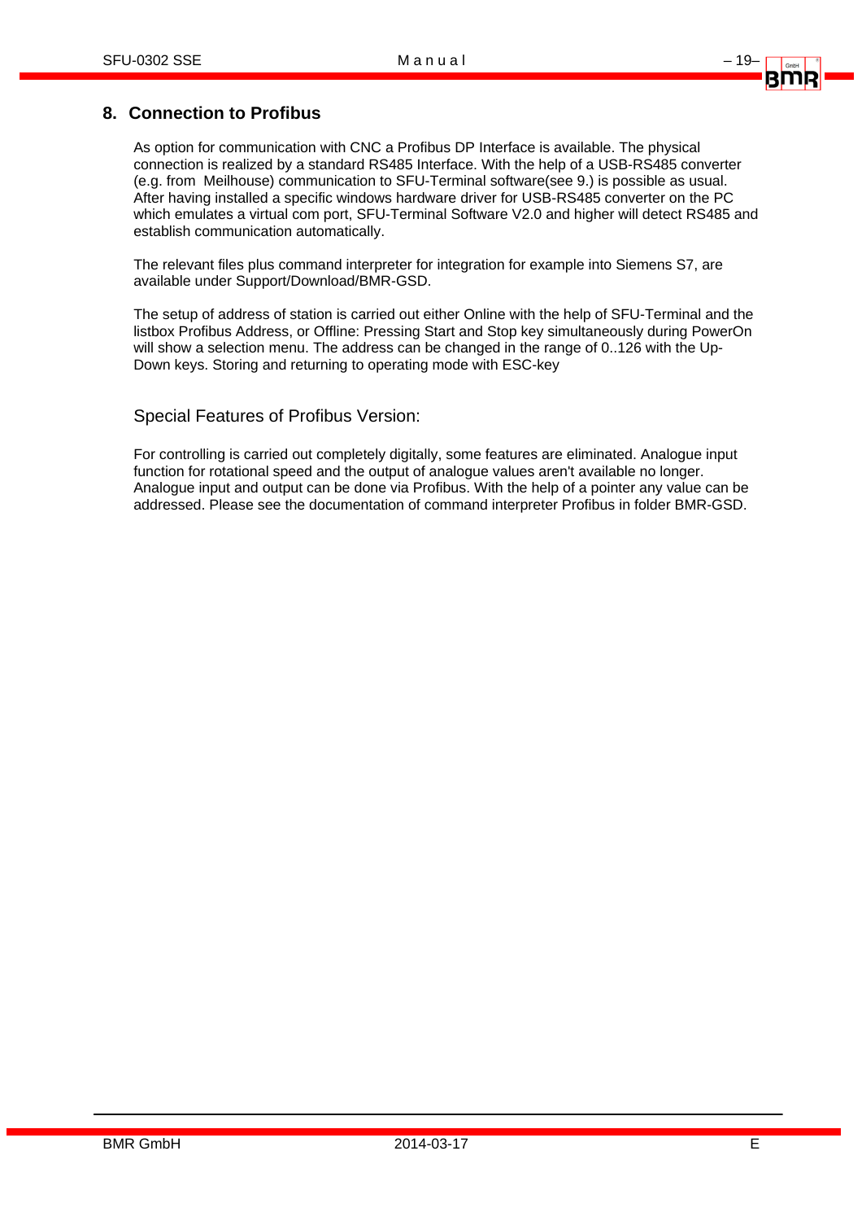## 8. Connection to Profibus

As option for communication with CNC a Profibus DP Interface is available. The physical connection is realized by a standard RS485 Interface. With the help of a USB-RS485 converter (e.g. from  Meilhouse) communication to SFU-Terminal software(see 9.) is possible as usual. After having installed a specific windows hardware driver for USB-RS485 converter on the PC which emulates a virtual com port, SFU-Terminal Software V2.0 and higher will detect RS485 and establish communication automatically.

The relevant files plus command interpreter for integration for example into Siemens S7, are available under Support/Download/BMR-GSD.

The setup of address of station is carried out either Online with the help of SFU-Terminal and the listbox Profibus Address, or Offline: Pressing Start and Stop key simultaneously during PowerOn will show a selection menu. The address can be changed in the range of 0..126 with the Up-Down keys. Storing and returning to operating mode with ESC-key

### Special Features of Profibus Version:

For controlling is carried out completely digitally, some features are eliminated. Analogue input function for rotational speed and the output of analogue values aren't available no longer. Analogue input and output can be done via Profibus. With the help of a pointer any value can be addressed. Please see the documentation of command interpreter Profibus in folder BMR-GSD.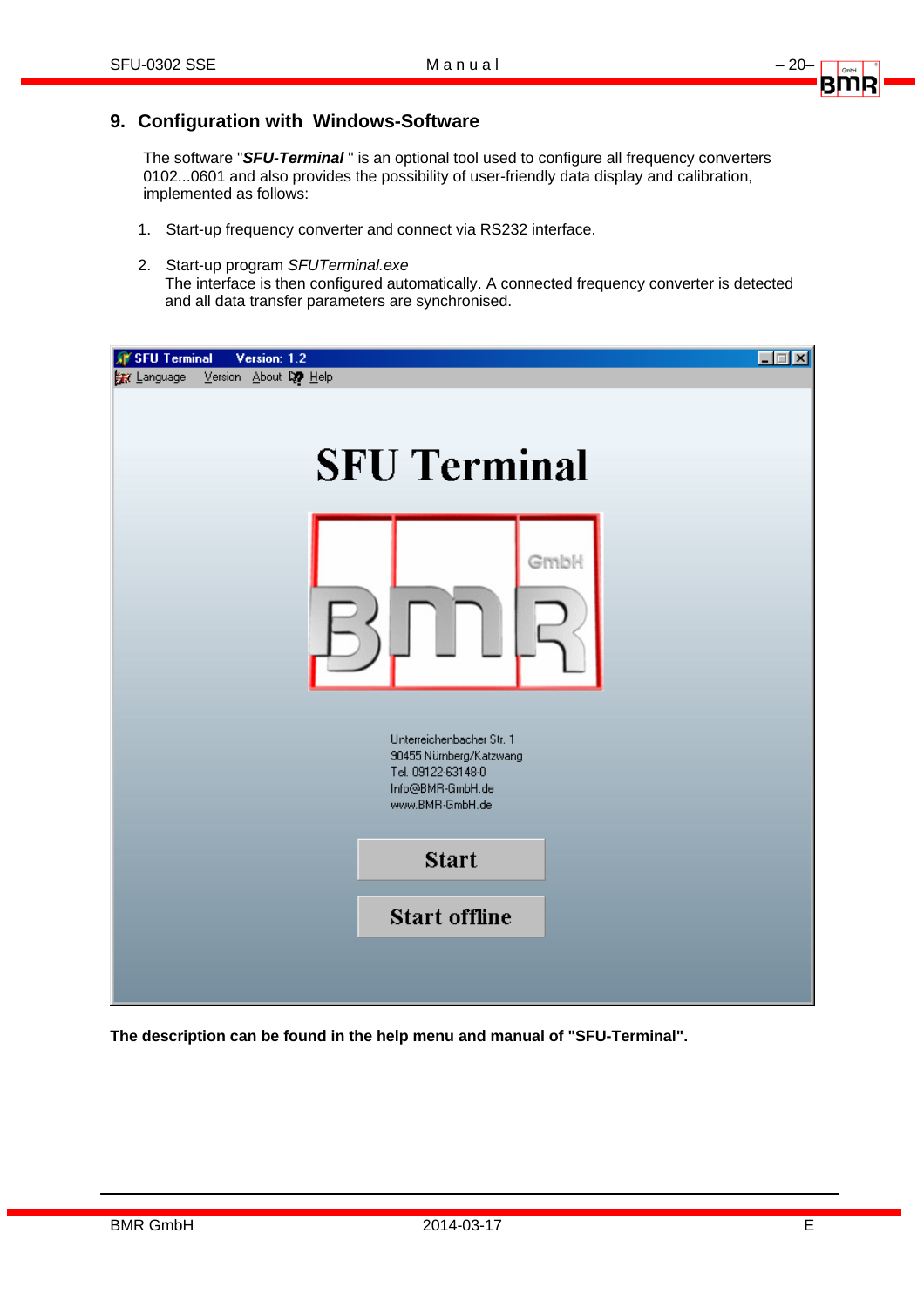## 9. Configuration with Windows-Software

The software "***SFU-Terminal*** " is an optional tool used to configure all frequency converters 0102...0601 and also provides the possibility of user-friendly data display and calibration, implemented as follows:

1. Start-up frequency converter and connect via RS232 interface.

2. Start-up program *SFUTerminal.exe*
   The interface is then configured automatically. A connected frequency converter is detected and all data transfer parameters are synchronised.

**The description can be found in the help menu and manual of "SFU-Terminal".**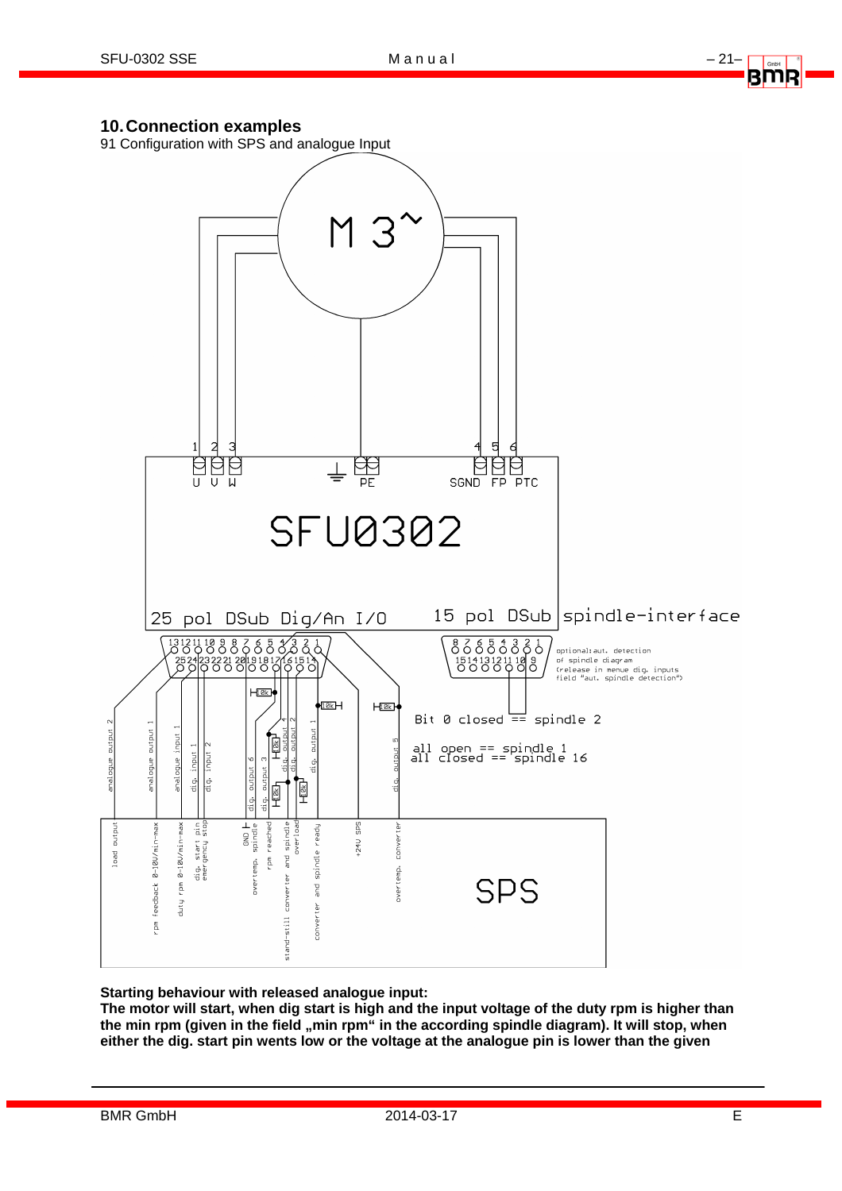## 10. Connection examples

91 Configuration with SPS and analogue Input

M 3~

| 1 | 2 | 3 | | 4 | 5 | 6 |
|---|---|---|---|---|---|---|
| U | V | W | PE | SGND | FP | PTC |

SFU0302

25 pol DSub Dig/An I/O

15 pol DSub spindle-interface

optional: aut. detection of spindle diagram (release in menue dig. inputs field "aut. spindle detection")

Bit 0 closed == spindle 2

all open == spindle 1
all closed == spindle 16

analogue output 2, analogue output 1, analogue input 1, dig. input 1, dig. input 2, dig. output 6, dig. output 3, dig. output 4, dig. output 2, dig. output 1, dig. output 5

load output, rpm feedback 0-10V/min-max, duty rpm 0-10V/min-max, dig. start pin, emergency stop, GND, overtemp. spindle, rpm reached, stand-still converter and spindle, overload, converter and spindle ready, +24V SPS, overtemp. converter

SPS

**Starting behaviour with released analogue input:**
**The motor will start, when dig start is high and the input voltage of the duty rpm is higher than the min rpm (given in the field „min rpm" in the according spindle diagram). It will stop, when either the dig. start pin wents low or the voltage at the analogue pin is lower than the given**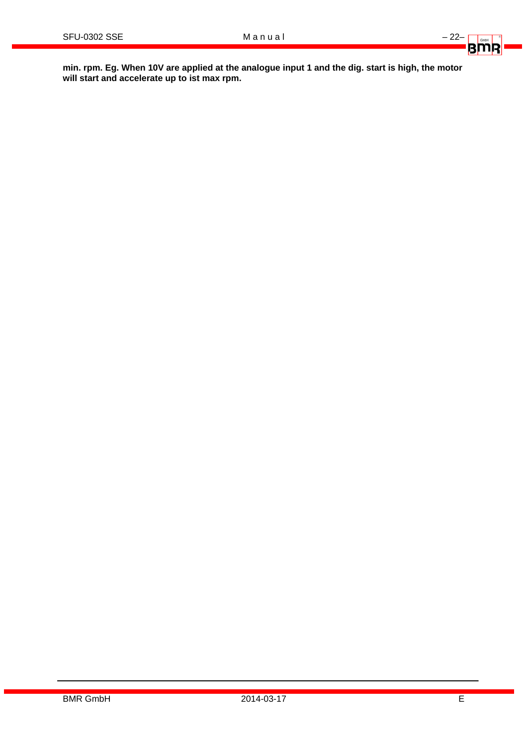**min. rpm. Eg. When 10V are applied at the analogue input 1 and the dig. start is high, the motor will start and accelerate up to ist max rpm.**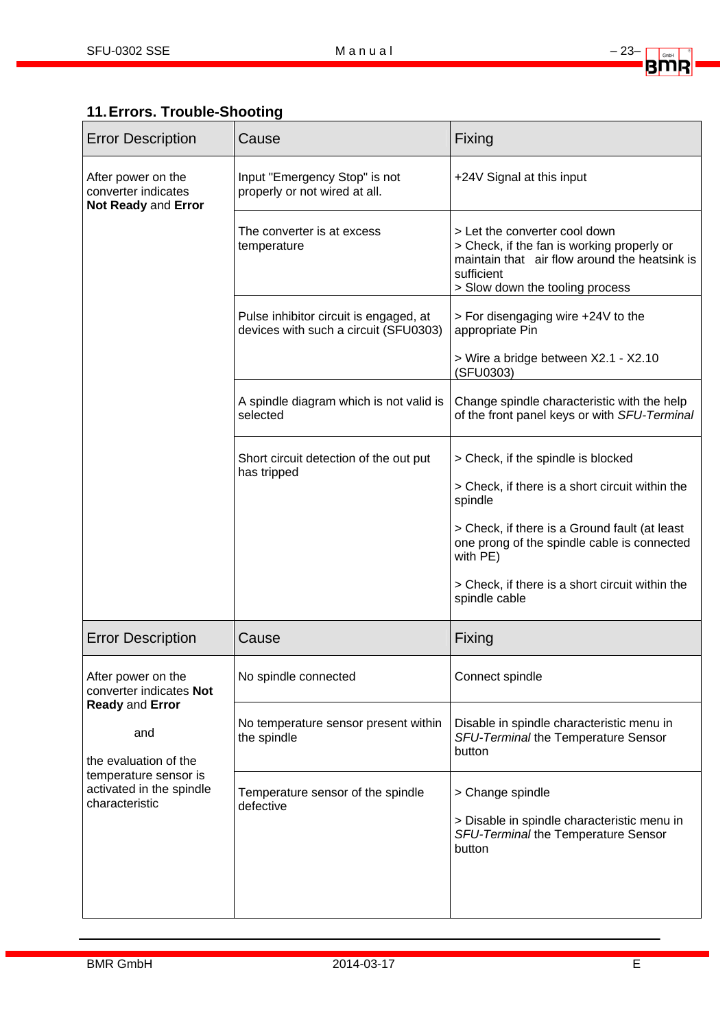## 11. Errors. Trouble-Shooting

| Error Description | Cause | Fixing |
|---|---|---|
| After power on the converter indicates **Not Ready** and **Error** | Input "Emergency Stop" is not properly or not wired at all. | +24V Signal at this input |
| | The converter is at excess temperature | > Let the converter cool down<br>> Check, if the fan is working properly or maintain that air flow around the heatsink is sufficient<br>> Slow down the tooling process |
| | Pulse inhibitor circuit is engaged, at devices with such a circuit (SFU0303) | > For disengaging wire +24V to the appropriate Pin<br><br>> Wire a bridge between X2.1 - X2.10 (SFU0303) |
| | A spindle diagram which is not valid is selected | Change spindle characteristic with the help of the front panel keys or with *SFU-Terminal* |
| | Short circuit detection of the out put has tripped | > Check, if the spindle is blocked<br><br>> Check, if there is a short circuit within the spindle<br><br>> Check, if there is a Ground fault (at least one prong of the spindle cable is connected with PE)<br><br>> Check, if there is a short circuit within the spindle cable |

| Error Description | Cause | Fixing |
|---|---|---|
| After power on the converter indicates **Not Ready** and **Error**<br><br>and<br><br>the evaluation of the temperature sensor is activated in the spindle characteristic | No spindle connected | Connect spindle |
| | No temperature sensor present within the spindle | Disable in spindle characteristic menu in *SFU-Terminal* the Temperature Sensor button |
| | Temperature sensor of the spindle defective | > Change spindle<br><br>> Disable in spindle characteristic menu in *SFU-Terminal* the Temperature Sensor button |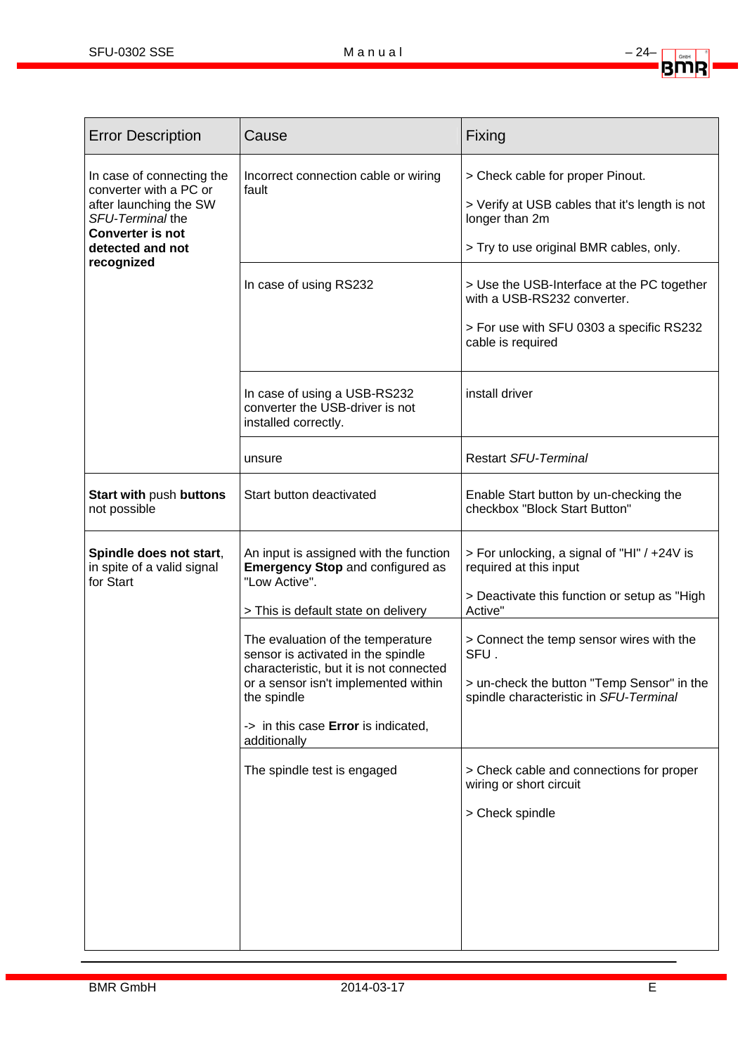| Error Description | Cause | Fixing |
|---|---|---|
| In case of connecting the converter with a PC or after launching the SW *SFU-Terminal* the **Converter is not detected and not recognized** | Incorrect connection cable or wiring fault | > Check cable for proper Pinout.<br><br>> Verify at USB cables that it's length is not longer than 2m<br><br>> Try to use original BMR cables, only. |
| | In case of using RS232 | > Use the USB-Interface at the PC together with a USB-RS232 converter.<br><br>> For use with SFU 0303 a specific RS232 cable is required |
| | In case of using a USB-RS232 converter the USB-driver is not installed correctly. | install driver |
| | unsure | Restart *SFU-Terminal* |
| **Start with** push **buttons** not possible | Start button deactivated | Enable Start button by un-checking the checkbox "Block Start Button" |
| **Spindle does not start**, in spite of a valid signal for Start | An input is assigned with the function **Emergency Stop** and configured as "Low Active".<br><br>> This is default state on delivery | > For unlocking, a signal of "HI" / +24V is required at this input<br><br>> Deactivate this function or setup as "High Active" |
| | The evaluation of the temperature sensor is activated in the spindle characteristic, but it is not connected or a sensor isn't implemented within the spindle<br><br>-> in this case **Error** is indicated, additionally | > Connect the temp sensor wires with the SFU .<br><br>> un-check the button "Temp Sensor" in the spindle characteristic in *SFU-Terminal* |
| | The spindle test is engaged | > Check cable and connections for proper wiring or short circuit<br><br>> Check spindle |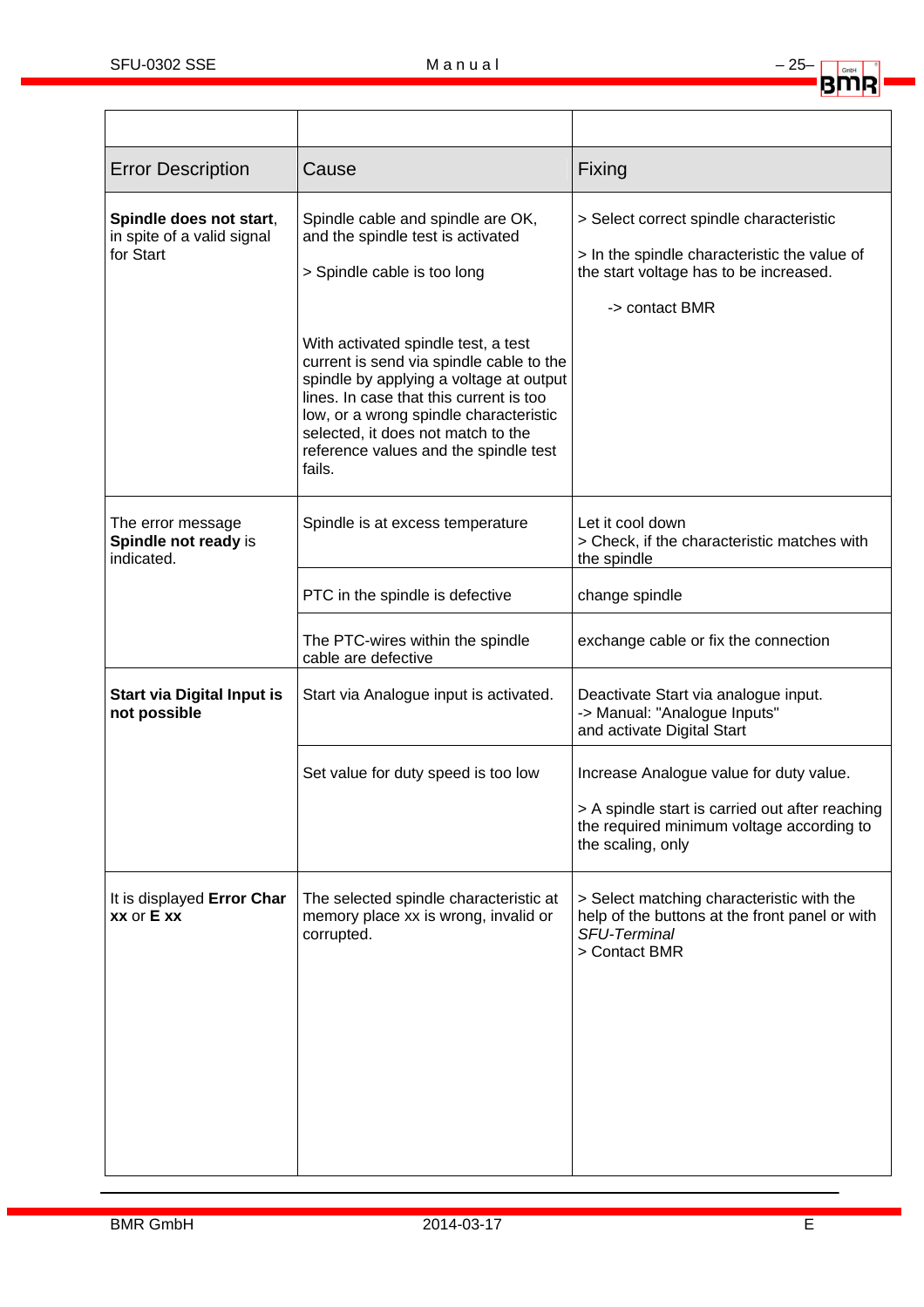| Error Description | Cause | Fixing |
|---|---|---|
| **Spindle does not start**, in spite of a valid signal for Start | Spindle cable and spindle are OK, and the spindle test is activated<br><br>> Spindle cable is too long<br><br>With activated spindle test, a test current is send via spindle cable to the spindle by applying a voltage at output lines. In case that this current is too low, or a wrong spindle characteristic selected, it does not match to the reference values and the spindle test fails. | > Select correct spindle characteristic<br><br>> In the spindle characteristic the value of the start voltage has to be increased.<br><br>-> contact BMR |
| The error message **Spindle not ready** is indicated. | Spindle is at excess temperature | Let it cool down<br>> Check, if the characteristic matches with the spindle |
| | PTC in the spindle is defective | change spindle |
| | The PTC-wires within the spindle cable are defective | exchange cable or fix the connection |
| **Start via Digital Input is not possible** | Start via Analogue input is activated. | Deactivate Start via analogue input.<br>-> Manual: "Analogue Inputs"<br>and activate Digital Start |
| | Set value for duty speed is too low | Increase Analogue value for duty value.<br><br>> A spindle start is carried out after reaching the required minimum voltage according to the scaling, only |
| It is displayed **Error Char xx** or **E xx** | The selected spindle characteristic at memory place xx is wrong, invalid or corrupted. | > Select matching characteristic with the help of the buttons at the front panel or with *SFU-Terminal*<br>> Contact BMR |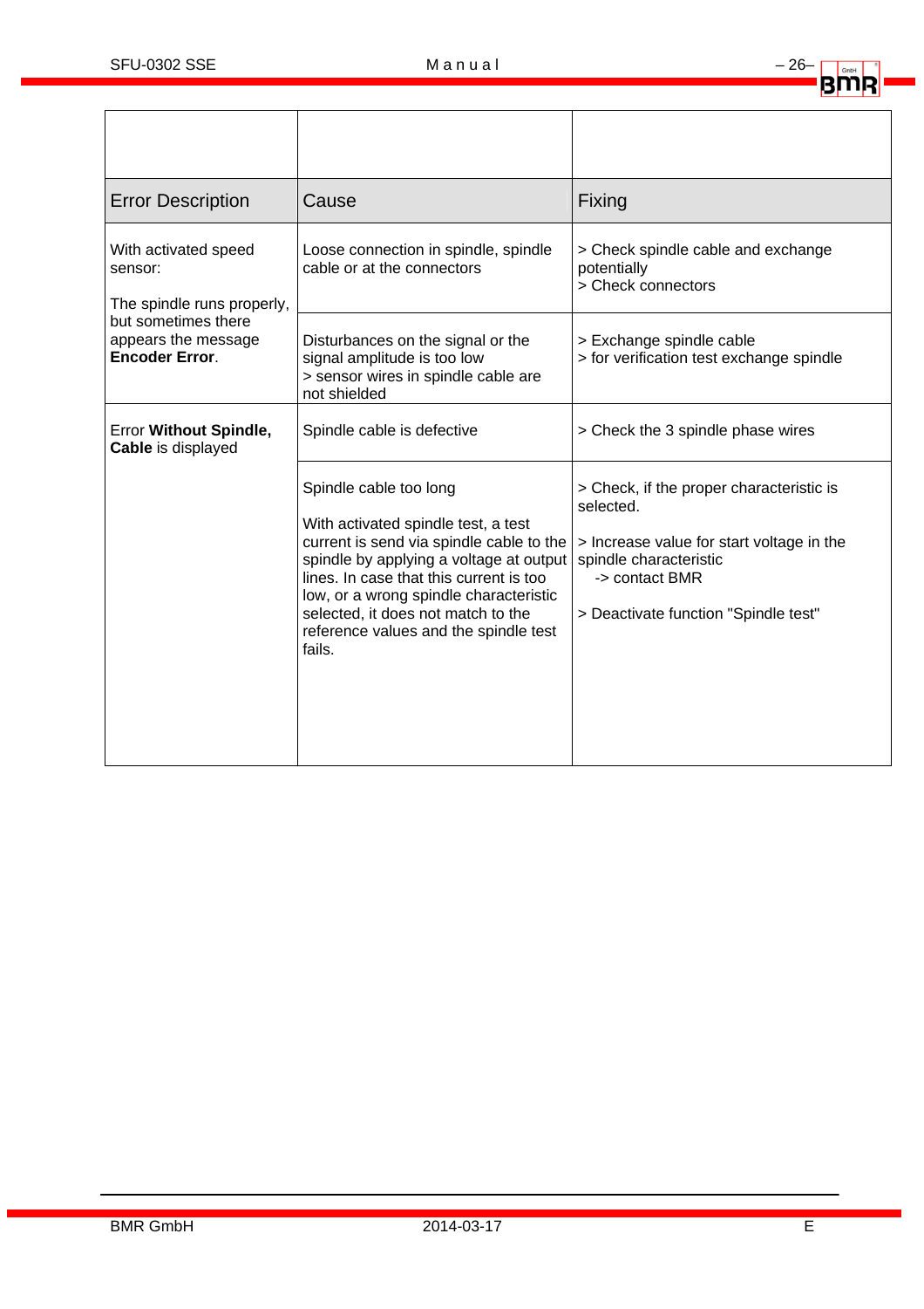| Error Description | Cause | Fixing |
|---|---|---|
| With activated speed sensor:<br><br>The spindle runs properly, but sometimes there appears the message **Encoder Error**. | Loose connection in spindle, spindle cable or at the connectors | > Check spindle cable and exchange potentially<br>> Check connectors |
| | Disturbances on the signal or the signal amplitude is too low<br>> sensor wires in spindle cable are not shielded | > Exchange spindle cable<br>> for verification test exchange spindle |
| Error **Without Spindle, Cable** is displayed | Spindle cable is defective | > Check the 3 spindle phase wires |
| | Spindle cable too long<br><br>With activated spindle test, a test current is send via spindle cable to the spindle by applying a voltage at output lines. In case that this current is too low, or a wrong spindle characteristic selected, it does not match to the reference values and the spindle test fails. | > Check, if the proper characteristic is selected.<br><br>> Increase value for start voltage in the spindle characteristic<br>-> contact BMR<br><br>> Deactivate function "Spindle test" |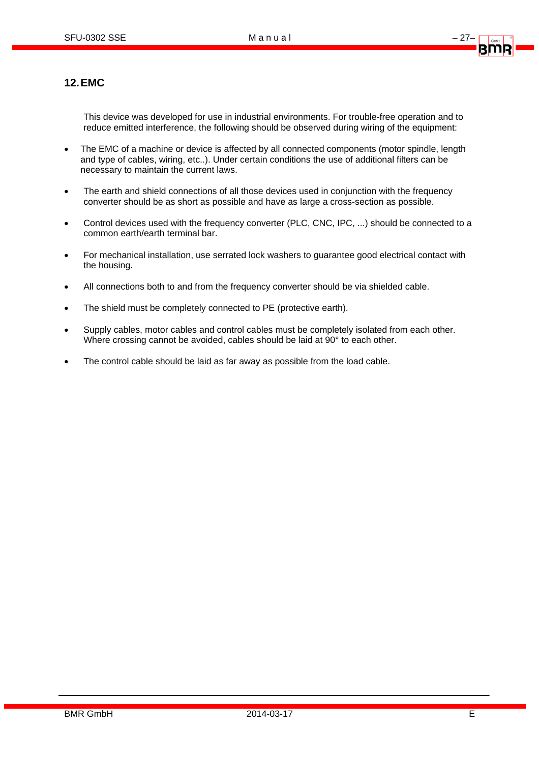## 12. EMC

This device was developed for use in industrial environments. For trouble-free operation and to reduce emitted interference, the following should be observed during wiring of the equipment:

- The EMC of a machine or device is affected by all connected components (motor spindle, length and type of cables, wiring, etc..). Under certain conditions the use of additional filters can be necessary to maintain the current laws.
- The earth and shield connections of all those devices used in conjunction with the frequency converter should be as short as possible and have as large a cross-section as possible.
- Control devices used with the frequency converter (PLC, CNC, IPC, ...) should be connected to a common earth/earth terminal bar.
- For mechanical installation, use serrated lock washers to guarantee good electrical contact with the housing.
- All connections both to and from the frequency converter should be via shielded cable.
- The shield must be completely connected to PE (protective earth).
- Supply cables, motor cables and control cables must be completely isolated from each other. Where crossing cannot be avoided, cables should be laid at 90° to each other.
- The control cable should be laid as far away as possible from the load cable.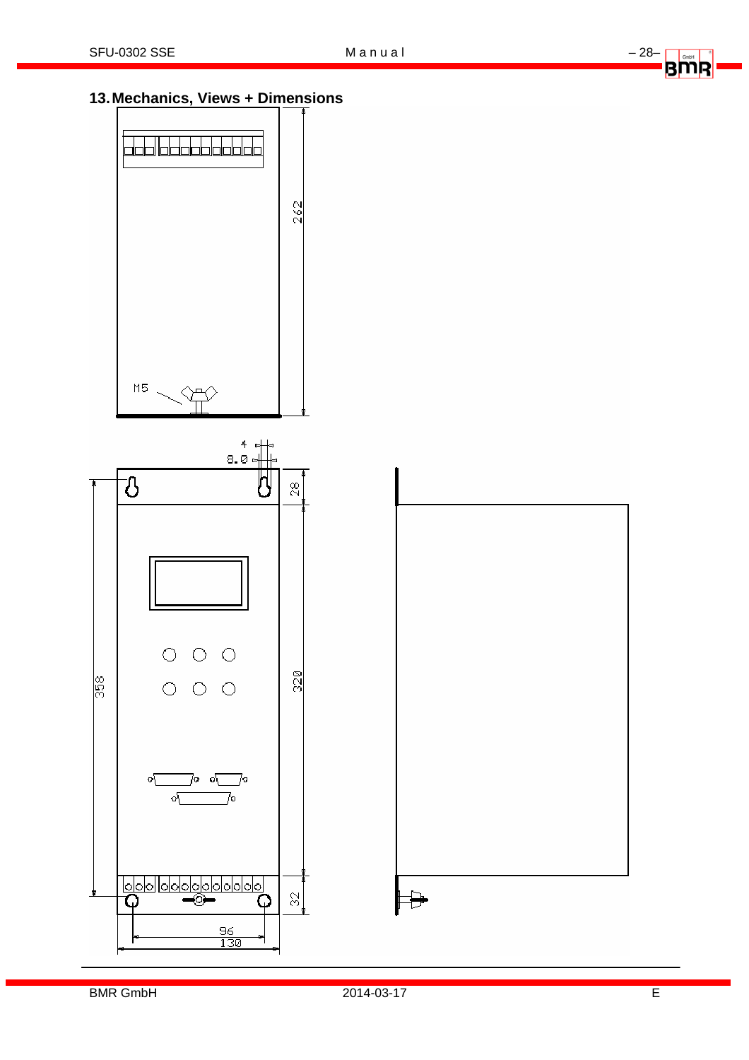# 13. Mechanics, Views + Dimensions

M5

262

4

8.0

28

358

320

32

96

130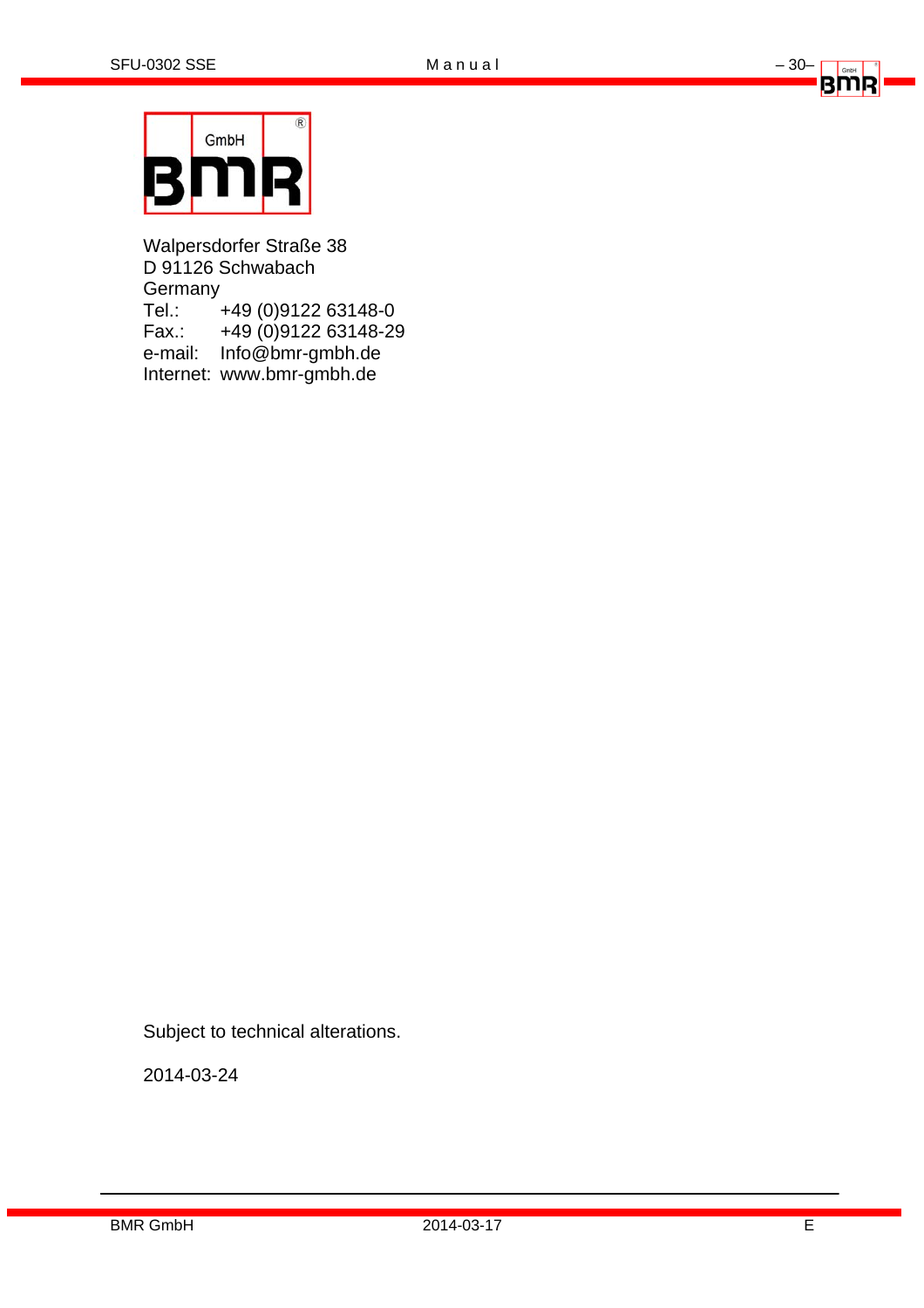BMR GmbH

Walpersdorfer Straße 38
D 91126 Schwabach
Germany
Tel.: +49 (0)9122 63148-0
Fax.: +49 (0)9122 63148-29
e-mail: Info@bmr-gmbh.de
Internet: www.bmr-gmbh.de

Subject to technical alterations.

2014-03-24